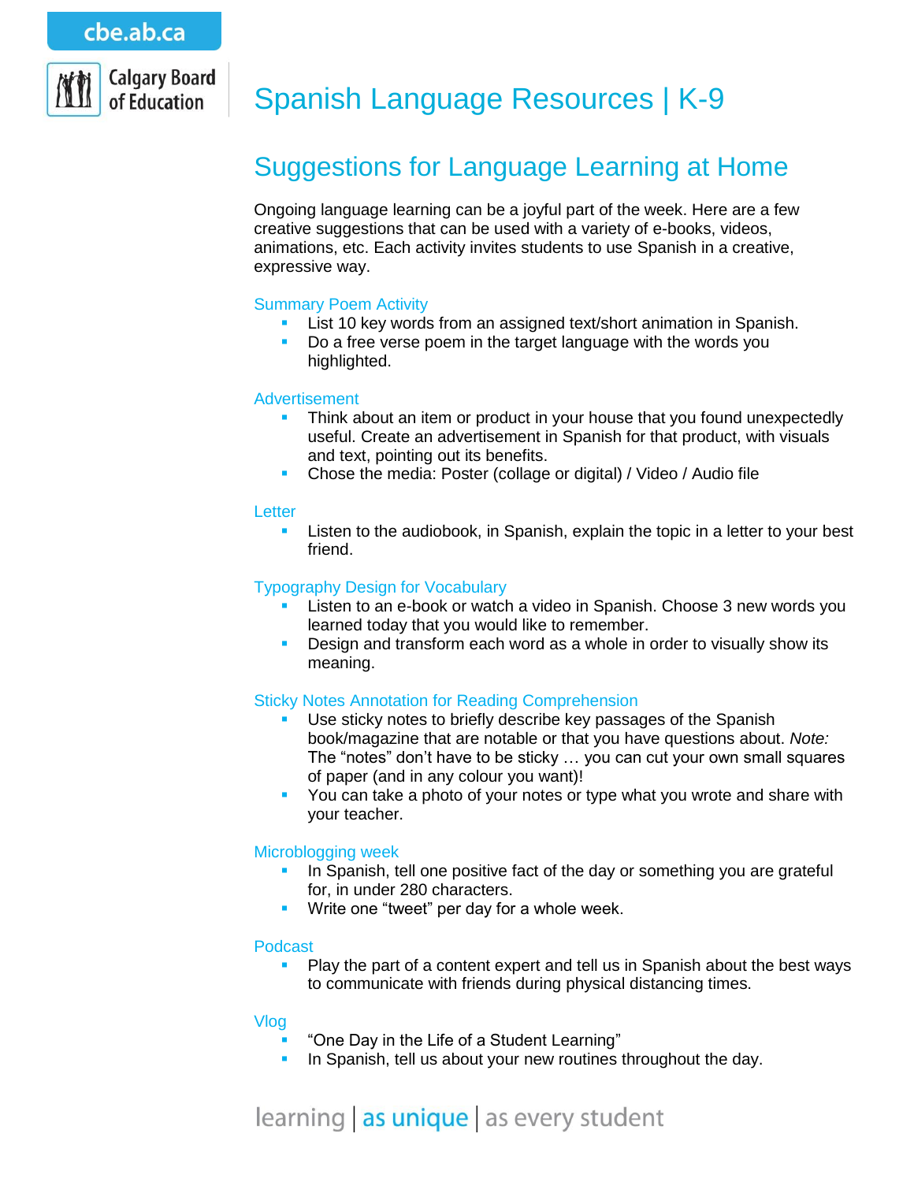cbe.ab.ca

Calgary Board of Education

# Spanish Language Resources | K-9

## Suggestions for Language Learning at Home

Ongoing language learning can be a joyful part of the week. Here are a few creative suggestions that can be used with a variety of e-books, videos, animations, etc. Each activity invites students to use Spanish in a creative, expressive way.

### Summary Poem Activity

- List 10 key words from an assigned text/short animation in Spanish.
- Do a free verse poem in the target language with the words you highlighted.

### Advertisement

- Think about an item or product in your house that you found unexpectedly useful. Create an advertisement in Spanish for that product, with visuals and text, pointing out its benefits.
- Chose the media: Poster (collage or digital) / Video / Audio file

### Letter

- Listen to the audiobook, in Spanish, explain the topic in a letter to your best friend.

### Typography Design for Vocabulary

- Listen to an e-book or watch a video in Spanish. Choose 3 new words you learned today that you would like to remember.
- Design and transform each word as a whole in order to visually show its meaning.

### Sticky Notes Annotation for Reading Comprehension

- Use sticky notes to briefly describe key passages of the Spanish book/magazine that are notable or that you have questions about. *Note:* The “notes” don’t have to be sticky … you can cut your own small squares of paper (and in any colour you want)!
- You can take a photo of your notes or type what you wrote and share with your teacher.

### Microblogging week

- In Spanish, tell one positive fact of the day or something you are grateful for, in under 280 characters.
- Write one “tweet” per day for a whole week.

### Podcast

- Play the part of a content expert and tell us in Spanish about the best ways to communicate with friends during physical distancing times.

### Vlog

- “One Day in the Life of a Student Learning”
- In Spanish, tell us about your new routines throughout the day.

learning | as unique | as every student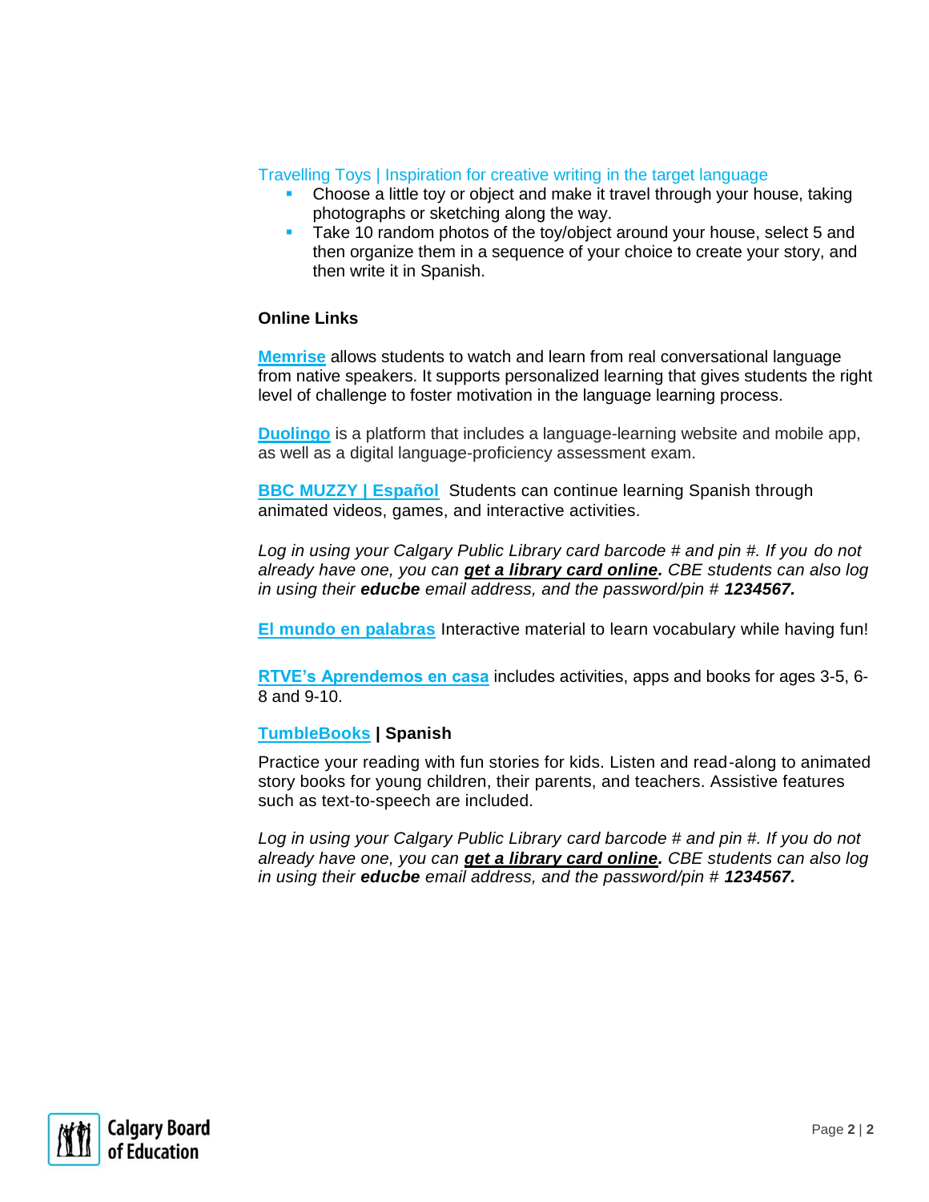Travelling Toys | Inspiration for creative writing in the target language

- Choose a little toy or object and make it travel through your house, taking photographs or sketching along the way.
- Take 10 random photos of the toy/object around your house, select 5 and then organize them in a sequence of your choice to create your story, and then write it in Spanish.

**Online Links**

**Memrise** allows students to watch and learn from real conversational language from native speakers. It supports personalized learning that gives students the right level of challenge to foster motivation in the language learning process.

**Duolingo** is a platform that includes a language-learning website and mobile app, as well as a digital language-proficiency assessment exam.

**BBC MUZZY | Español** Students can continue learning Spanish through animated videos, games, and interactive activities.

*Log in using your Calgary Public Library card barcode # and pin #. If you do not already have one, you can **get a library card online**. CBE students can also log in using their **educbe** email address, and the password/pin # **1234567.***

**El mundo en palabras** Interactive material to learn vocabulary while having fun!

**RTVE's Aprendemos en casa** includes activities, apps and books for ages 3-5, 6-8 and 9-10.

**TumbleBooks | Spanish**

Practice your reading with fun stories for kids. Listen and read-along to animated story books for young children, their parents, and teachers. Assistive features such as text-to-speech are included.

*Log in using your Calgary Public Library card barcode # and pin #. If you do not already have one, you can **get a library card online**. CBE students can also log in using their **educbe** email address, and the password/pin # **1234567.***